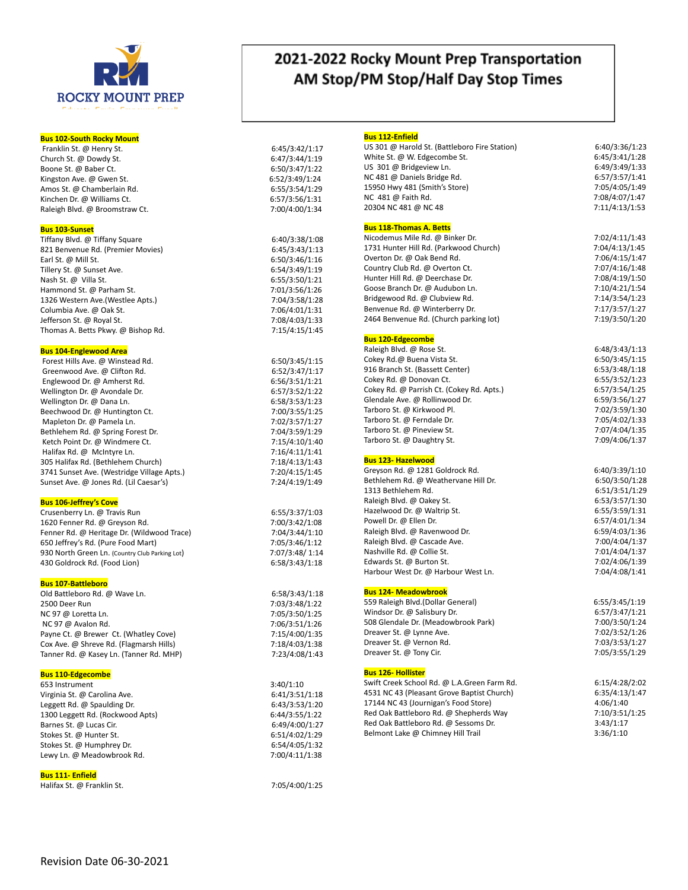ROCKY MOUNT PREP

# 2021-2022 Rocky Mount Prep Transportation AM Stop/PM Stop/Half Day Stop Times

**Bus 102-South Rocky Mount**

| Stop | Time |
|---|---|
| Franklin St. @ Henry St. | 6:45/3:42/1:17 |
| Church St. @ Dowdy St. | 6:47/3:44/1:19 |
| Boone St. @ Baber Ct. | 6:50/3:47/1:22 |
| Kingston Ave. @ Gwen St. | 6:52/3:49/1:24 |
| Amos St. @ Chamberlain Rd. | 6:55/3:54/1:29 |
| Kinchen Dr. @ Williams Ct. | 6:57/3:56/1:31 |
| Raleigh Blvd. @ Broomstraw Ct. | 7:00/4:00/1:34 |

**Bus 103-Sunset**

| Stop | Time |
|---|---|
| Tiffany Blvd. @ Tiffany Square | 6:40/3:38/1:08 |
| 821 Benvenue Rd. (Premier Movies) | 6:45/3:43/1:13 |
| Earl St. @ Mill St. | 6:50/3:46/1:16 |
| Tillery St. @ Sunset Ave. | 6:54/3:49/1:19 |
| Nash St. @ Villa St. | 6:55/3:50/1:21 |
| Hammond St. @ Parham St. | 7:01/3:56/1:26 |
| 1326 Western Ave.(Westlee Apts.) | 7:04/3:58/1:28 |
| Columbia Ave. @ Oak St. | 7:06/4:01/1:31 |
| Jefferson St. @ Royal St. | 7:08/4:03/1:33 |
| Thomas A. Betts Pkwy. @ Bishop Rd. | 7:15/4:15/1:45 |

**Bus 104-Englewood Area**

| Stop | Time |
|---|---|
| Forest Hills Ave. @ Winstead Rd. | 6:50/3:45/1:15 |
| Greenwood Ave. @ Clifton Rd. | 6:52/3:47/1:17 |
| Englewood Dr. @ Amherst Rd. | 6:56/3:51/1:21 |
| Wellington Dr. @ Avondale Dr. | 6:57/3:52/1:22 |
| Wellington Dr. @ Dana Ln. | 6:58/3:53/1:23 |
| Beechwood Dr. @ Huntington Ct. | 7:00/3:55/1:25 |
| Mapleton Dr. @ Pamela Ln. | 7:02/3:57/1:27 |
| Bethlehem Rd. @ Spring Forest Dr. | 7:04/3:59/1:29 |
| Ketch Point Dr. @ Windmere Ct. | 7:15/4:10/1:40 |
| Halifax Rd. @ McIntyre Ln. | 7:16/4:11/1:41 |
| 305 Halifax Rd. (Bethlehem Church) | 7:18/4:13/1:43 |
| 3741 Sunset Ave. (Westridge Village Apts.) | 7:20/4:15/1:45 |
| Sunset Ave. @ Jones Rd. (Lil Caesar's) | 7:24/4:19/1:49 |

**Bus 106-Jeffrey's Cove**

| Stop | Time |
|---|---|
| Crusenberry Ln. @ Travis Run | 6:55/3:37/1:03 |
| 1620 Fenner Rd. @ Greyson Rd. | 7:00/3:42/1:08 |
| Fenner Rd. @ Heritage Dr. (Wildwood Trace) | 7:04/3:44/1:10 |
| 650 Jeffrey's Rd. (Pure Food Mart) | 7:05/3:46/1:12 |
| 930 North Green Ln. (Country Club Parking Lot) | 7:07/3:48/ 1:14 |
| 430 Goldrock Rd. (Food Lion) | 6:58/3:43/1:18 |

**Bus 107-Battleboro**

| Stop | Time |
|---|---|
| Old Battleboro Rd. @ Wave Ln. | 6:58/3:43/1:18 |
| 2500 Deer Run | 7:03/3:48/1:22 |
| NC 97 @ Loretta Ln. | 7:05/3:50/1:25 |
| NC 97 @ Avalon Rd. | 7:06/3:51/1:26 |
| Payne Ct. @ Brewer Ct. (Whatley Cove) | 7:15/4:00/1:35 |
| Cox Ave. @ Shreve Rd. (Flagmarsh Hills) | 7:18/4:03/1:38 |
| Tanner Rd. @ Kasey Ln. (Tanner Rd. MHP) | 7:23/4:08/1:43 |

**Bus 110-Edgecombe**

| Stop | Time |
|---|---|
| 653 Instrument | 3:40/1:10 |
| Virginia St. @ Carolina Ave. | 6:41/3:51/1:18 |
| Leggett Rd. @ Spaulding Dr. | 6:43/3:53/1:20 |
| 1300 Leggett Rd. (Rockwood Apts) | 6:44/3:55/1:22 |
| Barnes St. @ Lucas Cir. | 6:49/4:00/1:27 |
| Stokes St. @ Hunter St. | 6:51/4:02/1:29 |
| Stokes St. @ Humphrey Dr. | 6:54/4:05/1:32 |
| Lewy Ln. @ Meadowbrook Rd. | 7:00/4:11/1:38 |

**Bus 111- Enfield**

| Stop | Time |
|---|---|
| Halifax St. @ Franklin St. | 7:05/4:00/1:25 |

**Bus 112-Enfield**

| Stop | Time |
|---|---|
| US 301 @ Harold St. (Battleboro Fire Station) | 6:40/3:36/1:23 |
| White St. @ W. Edgecombe St. | 6:45/3:41/1:28 |
| US 301 @ Bridgeview Ln. | 6:49/3:49/1:33 |
| NC 481 @ Daniels Bridge Rd. | 6:57/3:57/1:41 |
| 15950 Hwy 481 (Smith's Store) | 7:05/4:05/1:49 |
| NC 481 @ Faith Rd. | 7:08/4:07/1:47 |
| 20304 NC 481 @ NC 48 | 7:11/4:13/1:53 |

**Bus 118-Thomas A. Betts**

| Stop | Time |
|---|---|
| Nicodemus Mile Rd. @ Binker Dr. | 7:02/4:11/1:43 |
| 1731 Hunter Hill Rd. (Parkwood Church) | 7:04/4:13/1:45 |
| Overton Dr. @ Oak Bend Rd. | 7:06/4:15/1:47 |
| Country Club Rd. @ Overton Ct. | 7:07/4:16/1:48 |
| Hunter Hill Rd. @ Deerchase Dr. | 7:08/4:19/1:50 |
| Goose Branch Dr. @ Audubon Ln. | 7:10/4:21/1:54 |
| Bridgewood Rd. @ Clubview Rd. | 7:14/3:54/1:23 |
| Benvenue Rd. @ Winterberry Dr. | 7:17/3:57/1:27 |
| 2464 Benvenue Rd. (Church parking lot) | 7:19/3:50/1:20 |

**Bus 120-Edgecombe**

| Stop | Time |
|---|---|
| Raleigh Blvd. @ Rose St. | 6:48/3:43/1:13 |
| Cokey Rd.@ Buena Vista St. | 6:50/3:45/1:15 |
| 916 Branch St. (Bassett Center) | 6:53/3:48/1:18 |
| Cokey Rd. @ Donovan Ct. | 6:55/3:52/1:23 |
| Cokey Rd. @ Parrish Ct. (Cokey Rd. Apts.) | 6:57/3:54/1:25 |
| Glendale Ave. @ Rollinwood Dr. | 6:59/3:56/1:27 |
| Tarboro St. @ Kirkwood Pl. | 7:02/3:59/1:30 |
| Tarboro St. @ Ferndale Dr. | 7:05/4:02/1:33 |
| Tarboro St. @ Pineview St. | 7:07/4:04/1:35 |
| Tarboro St. @ Daughtry St. | 7:09/4:06/1:37 |

**Bus 123- Hazelwood**

| Stop | Time |
|---|---|
| Greyson Rd. @ 1281 Goldrock Rd. | 6:40/3:39/1:10 |
| Bethlehem Rd. @ Weathervane Hill Dr. | 6:50/3:50/1:28 |
| 1313 Bethlehem Rd. | 6:51/3:51/1:29 |
| Raleigh Blvd. @ Oakey St. | 6:53/3:57/1:30 |
| Hazelwood Dr. @ Waltrip St. | 6:55/3:59/1:31 |
| Powell Dr. @ Ellen Dr. | 6:57/4:01/1:34 |
| Raleigh Blvd. @ Ravenwood Dr. | 6:59/4:03/1:36 |
| Raleigh Blvd. @ Cascade Ave. | 7:00/4:04/1:37 |
| Nashville Rd. @ Collie St. | 7:01/4:04/1:37 |
| Edwards St. @ Burton St. | 7:02/4:06/1:39 |
| Harbour West Dr. @ Harbour West Ln. | 7:04/4:08/1:41 |

**Bus 124- Meadowbrook**

| Stop | Time |
|---|---|
| 559 Raleigh Blvd.(Dollar General) | 6:55/3:45/1:19 |
| Windsor Dr. @ Salisbury Dr. | 6:57/3:47/1:21 |
| 508 Glendale Dr. (Meadowbrook Park) | 7:00/3:50/1:24 |
| Dreaver St. @ Lynne Ave. | 7:02/3:52/1:26 |
| Dreaver St. @ Vernon Rd. | 7:03/3:53/1:27 |
| Dreaver St. @ Tony Cir. | 7:05/3:55/1:29 |

**Bus 126- Hollister**

| Stop | Time |
|---|---|
| Swift Creek School Rd. @ L.A.Green Farm Rd. | 6:15/4:28/2:02 |
| 4531 NC 43 (Pleasant Grove Baptist Church) | 6:35/4:13/1:47 |
| 17144 NC 43 (Journigan's Food Store) | 4:06/1:40 |
| Red Oak Battleboro Rd. @ Shepherds Way | 7:10/3:51/1:25 |
| Red Oak Battleboro Rd. @ Sessoms Dr. | 3:43/1:17 |
| Belmont Lake @ Chimney Hill Trail | 3:36/1:10 |

Revision Date 06-30-2021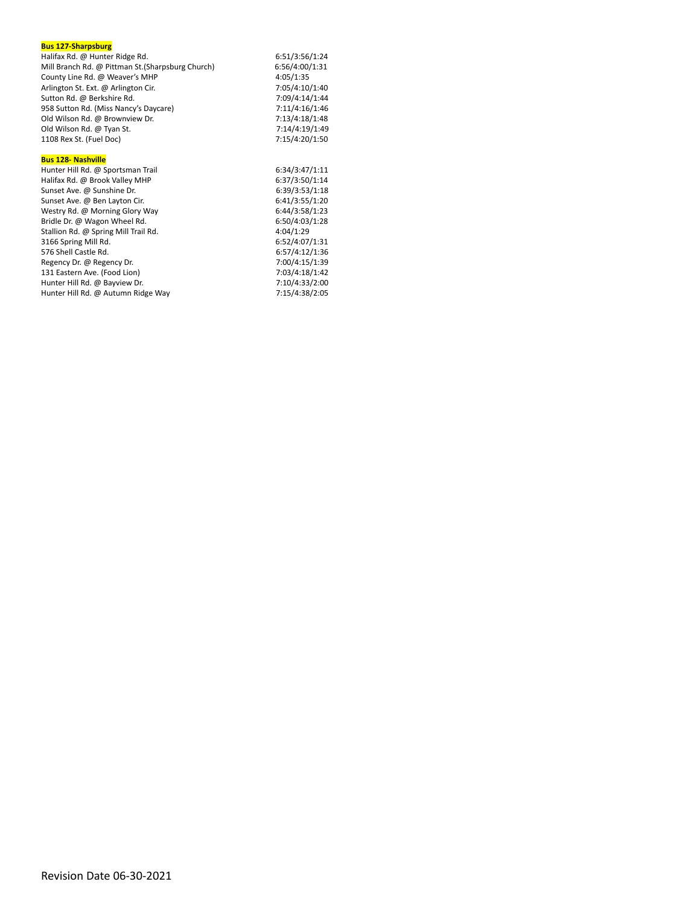**Bus 127-Sharpsburg**

| | |
|---|---|
| Halifax Rd. @ Hunter Ridge Rd. | 6:51/3:56/1:24 |
| Mill Branch Rd. @ Pittman St.(Sharpsburg Church) | 6:56/4:00/1:31 |
| County Line Rd. @ Weaver's MHP | 4:05/1:35 |
| Arlington St. Ext. @ Arlington Cir. | 7:05/4:10/1:40 |
| Sutton Rd. @ Berkshire Rd. | 7:09/4:14/1:44 |
| 958 Sutton Rd. (Miss Nancy's Daycare) | 7:11/4:16/1:46 |
| Old Wilson Rd. @ Brownview Dr. | 7:13/4:18/1:48 |
| Old Wilson Rd. @ Tyan St. | 7:14/4:19/1:49 |
| 1108 Rex St. (Fuel Doc) | 7:15/4:20/1:50 |

**Bus 128- Nashville**

| | |
|---|---|
| Hunter Hill Rd. @ Sportsman Trail | 6:34/3:47/1:11 |
| Halifax Rd. @ Brook Valley MHP | 6:37/3:50/1:14 |
| Sunset Ave. @ Sunshine Dr. | 6:39/3:53/1:18 |
| Sunset Ave. @ Ben Layton Cir. | 6:41/3:55/1:20 |
| Westry Rd. @ Morning Glory Way | 6:44/3:58/1:23 |
| Bridle Dr. @ Wagon Wheel Rd. | 6:50/4:03/1:28 |
| Stallion Rd. @ Spring Mill Trail Rd. | 4:04/1:29 |
| 3166 Spring Mill Rd. | 6:52/4:07/1:31 |
| 576 Shell Castle Rd. | 6:57/4:12/1:36 |
| Regency Dr. @ Regency Dr. | 7:00/4:15/1:39 |
| 131 Eastern Ave. (Food Lion) | 7:03/4:18/1:42 |
| Hunter Hill Rd. @ Bayview Dr. | 7:10/4:33/2:00 |
| Hunter Hill Rd. @ Autumn Ridge Way | 7:15/4:38/2:05 |

Revision Date 06-30-2021